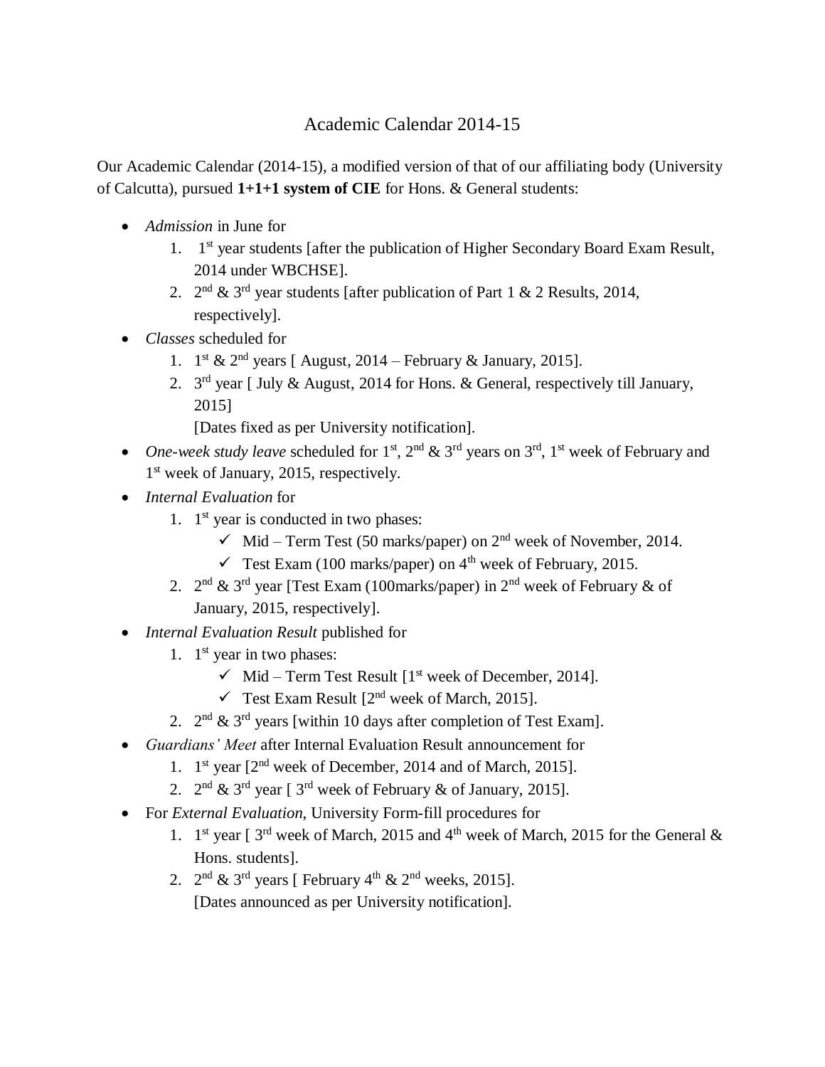# Academic Calendar 2014-15

Our Academic Calendar (2014-15), a modified version of that of our affiliating body (University of Calcutta), pursued **1+1+1 system of CIE** for Hons. & General students:

- *Admission* in June for
  1. 1st year students [after the publication of Higher Secondary Board Exam Result, 2014 under WBCHSE].
  2. 2nd & 3rd year students [after publication of Part 1 & 2 Results, 2014, respectively].
- *Classes* scheduled for
  1. 1st & 2nd years [ August, 2014 – February & January, 2015].
  2. 3rd year [ July & August, 2014 for Hons. & General, respectively till January, 2015]

     [Dates fixed as per University notification].
- *One-week study leave* scheduled for 1st, 2nd & 3rd years on 3rd, 1st week of February and 1st week of January, 2015, respectively.
- *Internal Evaluation* for
  1. 1st year is conducted in two phases:
     - ✓ Mid – Term Test (50 marks/paper) on 2nd week of November, 2014.
     - ✓ Test Exam (100 marks/paper) on 4th week of February, 2015.
  2. 2nd & 3rd year [Test Exam (100marks/paper) in 2nd week of February & of January, 2015, respectively].
- *Internal Evaluation Result* published for
  1. 1st year in two phases:
     - ✓ Mid – Term Test Result [1st week of December, 2014].
     - ✓ Test Exam Result [2nd week of March, 2015].
  2. 2nd & 3rd years [within 10 days after completion of Test Exam].
- *Guardians' Meet* after Internal Evaluation Result announcement for
  1. 1st year [2nd week of December, 2014 and of March, 2015].
  2. 2nd & 3rd year [ 3rd week of February & of January, 2015].
- For *External Evaluation*, University Form-fill procedures for
  1. 1st year [ 3rd week of March, 2015 and 4th week of March, 2015 for the General & Hons. students].
  2. 2nd & 3rd years [ February 4th & 2nd weeks, 2015].

     [Dates announced as per University notification].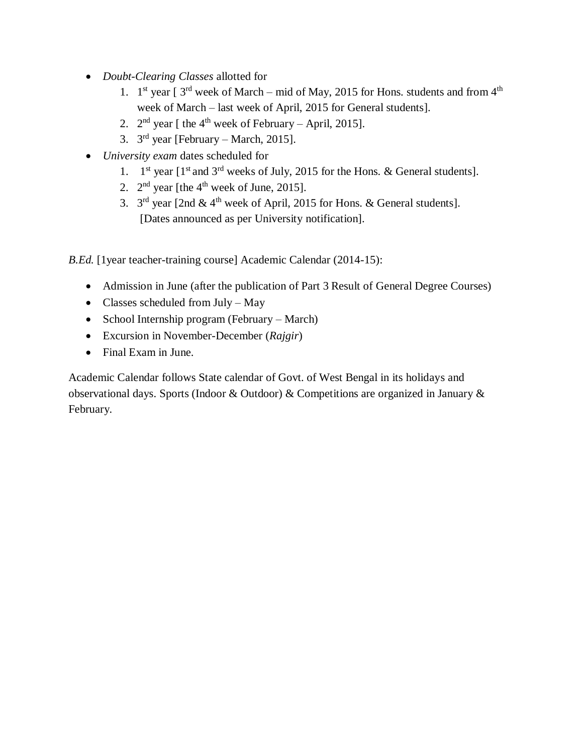- *Doubt-Clearing Classes* allotted for
    1. 1st year [ 3rd week of March – mid of May, 2015 for Hons. students and from 4th week of March – last week of April, 2015 for General students].
    2. 2nd year [ the 4th week of February – April, 2015].
    3. 3rd year [February – March, 2015].
- *University exam* dates scheduled for
    1. 1st year [1st and 3rd weeks of July, 2015 for the Hons. & General students].
    2. 2nd year [the 4th week of June, 2015].
    3. 3rd year [2nd & 4th week of April, 2015 for Hons. & General students].
       [Dates announced as per University notification].

*B.Ed.* [1year teacher-training course] Academic Calendar (2014-15):

- Admission in June (after the publication of Part 3 Result of General Degree Courses)
- Classes scheduled from July – May
- School Internship program (February – March)
- Excursion in November-December (*Rajgir*)
- Final Exam in June.

Academic Calendar follows State calendar of Govt. of West Bengal in its holidays and observational days. Sports (Indoor & Outdoor) & Competitions are organized in January & February.